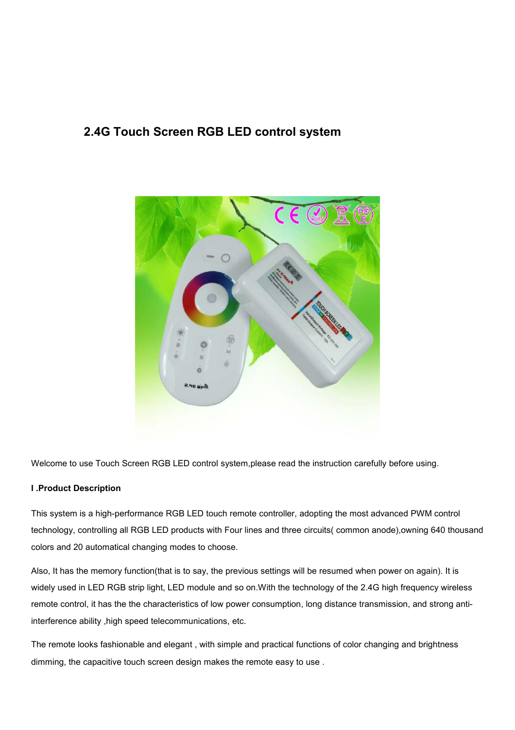# 2.4G Touch Screen RGB LED control system

Welcome to use Touch Screen RGB LED control system,please read the instruction carefully before using.

**I .Product Description**

This system is a high-performance RGB LED touch remote controller, adopting the most advanced PWM control technology, controlling all RGB LED products with Four lines and three circuits( common anode),owning 640 thousand colors and 20 automatical changing modes to choose.

Also, It has the memory function(that is to say, the previous settings will be resumed when power on again). It is widely used in LED RGB strip light, LED module and so on.With the technology of the 2.4G high frequency wireless remote control, it has the the characteristics of low power consumption, long distance transmission, and strong anti-interference ability ,high speed telecommunications, etc.

The remote looks fashionable and elegant , with simple and practical functions of color changing and brightness dimming, the capacitive touch screen design makes the remote easy to use .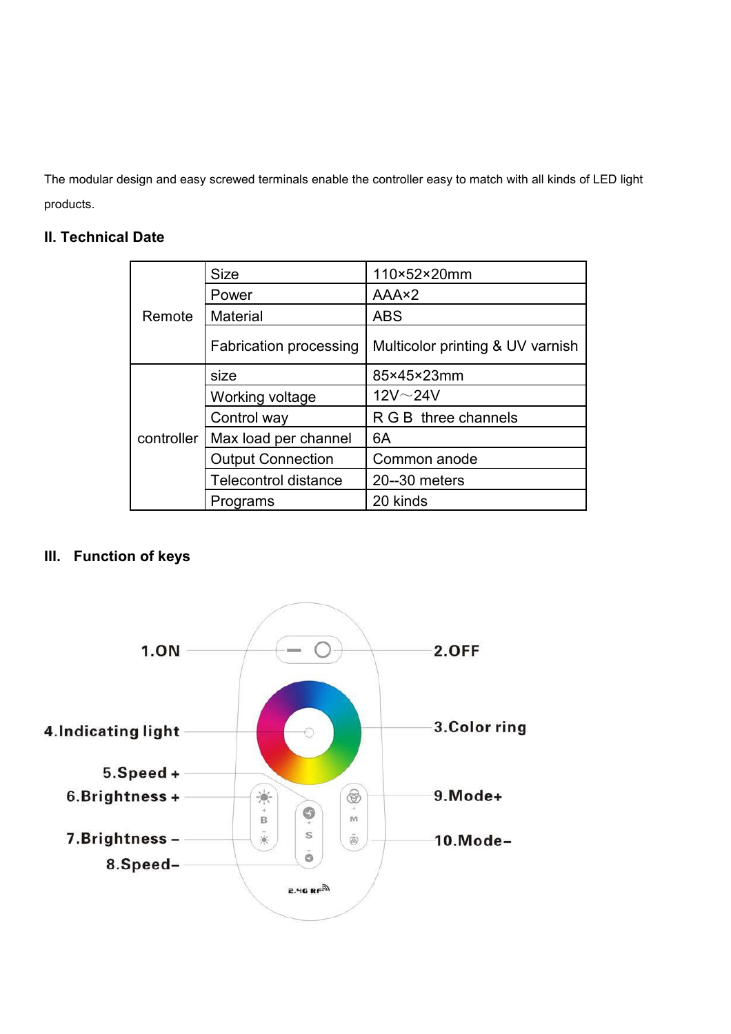The modular design and easy screwed terminals enable the controller easy to match with all kinds of LED light products.

## II. Technical Date

| | | |
|---|---|---|
| Remote | Size | 110×52×20mm |
| | Power | AAA×2 |
| | Material | ABS |
| | Fabrication processing | Multicolor printing & UV varnish |
| controller | size | 85×45×23mm |
| | Working voltage | 12V～24V |
| | Control way | R G B three channels |
| | Max load per channel | 6A |
| | Output Connection | Common anode |
| | Telecontrol distance | 20--30 meters |
| | Programs | 20 kinds |

## III. Function of keys

1.ON
2.OFF
3.Color ring
4.Indicating light
5.Speed +
6.Brightness +
7.Brightness –
8.Speed–
9.Mode+
10.Mode–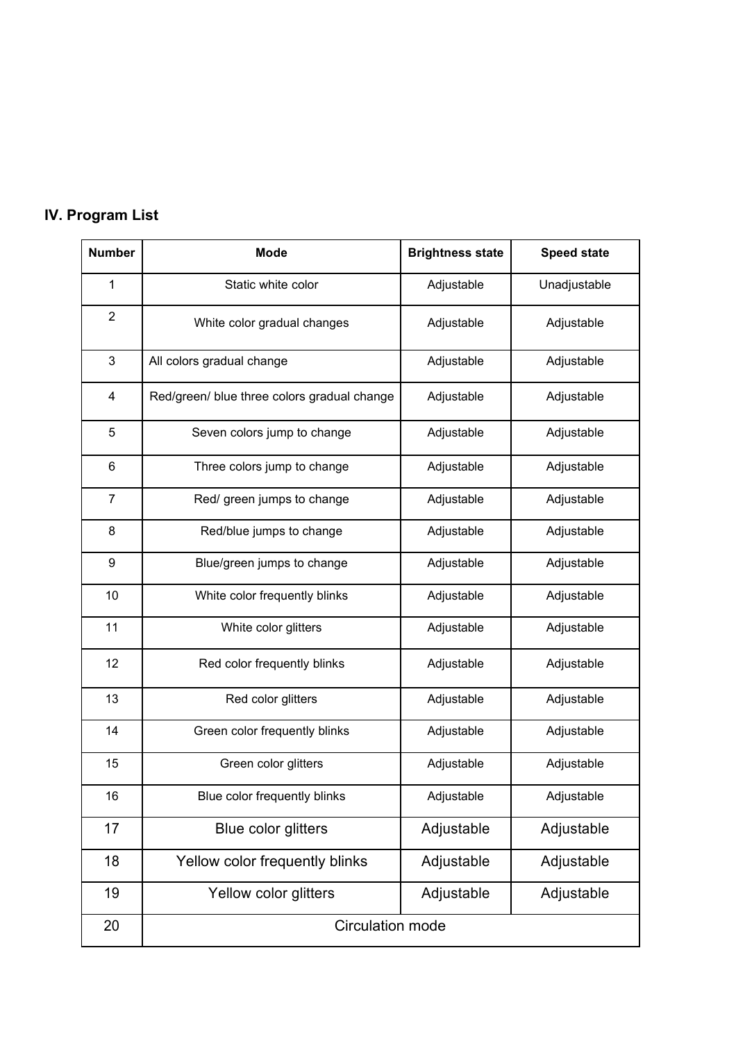## IV. Program List

| Number | Mode | Brightness state | Speed state |
|---|---|---|---|
| 1 | Static white color | Adjustable | Unadjustable |
| 2 | White color gradual changes | Adjustable | Adjustable |
| 3 | All colors gradual change | Adjustable | Adjustable |
| 4 | Red/green/ blue three colors gradual change | Adjustable | Adjustable |
| 5 | Seven colors jump to change | Adjustable | Adjustable |
| 6 | Three colors jump to change | Adjustable | Adjustable |
| 7 | Red/ green jumps to change | Adjustable | Adjustable |
| 8 | Red/blue jumps to change | Adjustable | Adjustable |
| 9 | Blue/green jumps to change | Adjustable | Adjustable |
| 10 | White color frequently blinks | Adjustable | Adjustable |
| 11 | White color glitters | Adjustable | Adjustable |
| 12 | Red color frequently blinks | Adjustable | Adjustable |
| 13 | Red color glitters | Adjustable | Adjustable |
| 14 | Green color frequently blinks | Adjustable | Adjustable |
| 15 | Green color glitters | Adjustable | Adjustable |
| 16 | Blue color frequently blinks | Adjustable | Adjustable |
| 17 | Blue color glitters | Adjustable | Adjustable |
| 18 | Yellow color frequently blinks | Adjustable | Adjustable |
| 19 | Yellow color glitters | Adjustable | Adjustable |
| 20 | Circulation mode | | |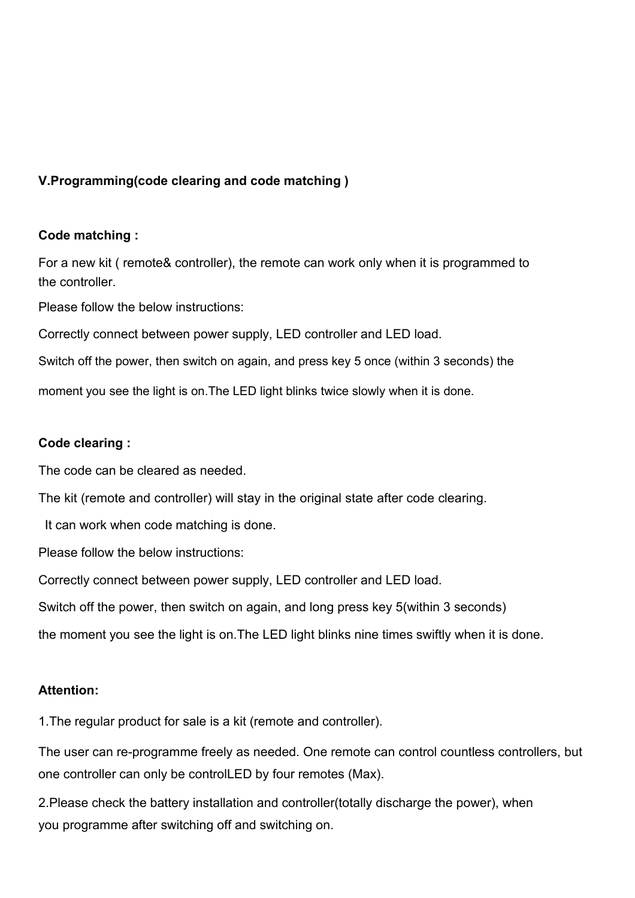**V.Programming(code clearing and code matching )**

**Code matching :**

For a new kit ( remote& controller), the remote can work only when it is programmed to the controller.

Please follow the below instructions:

Correctly connect between power supply, LED controller and LED load.

Switch off the power, then switch on again, and press key 5 once (within 3 seconds) the moment you see the light is on.The LED light blinks twice slowly when it is done.

**Code clearing :**

The code can be cleared as needed.

The kit (remote and controller) will stay in the original state after code clearing.

It can work when code matching is done.

Please follow the below instructions:

Correctly connect between power supply, LED controller and LED load.

Switch off the power, then switch on again, and long press key 5(within 3 seconds) the moment you see the light is on.The LED light blinks nine times swiftly when it is done.

**Attention:**

1.The regular product for sale is a kit (remote and controller).

The user can re-programme freely as needed. One remote can control countless controllers, but one controller can only be controlLED by four remotes (Max).

2.Please check the battery installation and controller(totally discharge the power), when you programme after switching off and switching on.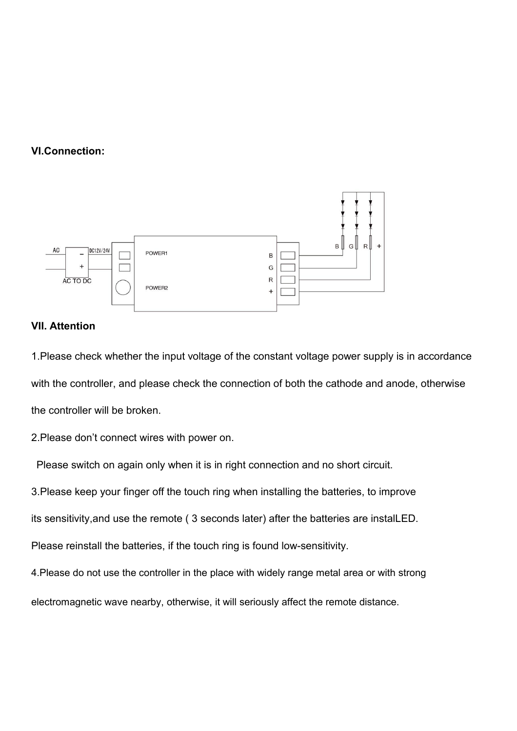**VI.Connection:**

AC

DC12V/24V

AC TO DC

POWER1

POWER2

B

G

R

+

B G R +

**VII. Attention**

1.Please check whether the input voltage of the constant voltage power supply is in accordance with the controller, and please check the connection of both the cathode and anode, otherwise the controller will be broken.

2.Please don't connect wires with power on.

Please switch on again only when it is in right connection and no short circuit.

3.Please keep your finger off the touch ring when installing the batteries, to improve its sensitivity,and use the remote ( 3 seconds later) after the batteries are instalLED.

Please reinstall the batteries, if the touch ring is found low-sensitivity.

4.Please do not use the controller in the place with widely range metal area or with strong electromagnetic wave nearby, otherwise, it will seriously affect the remote distance.